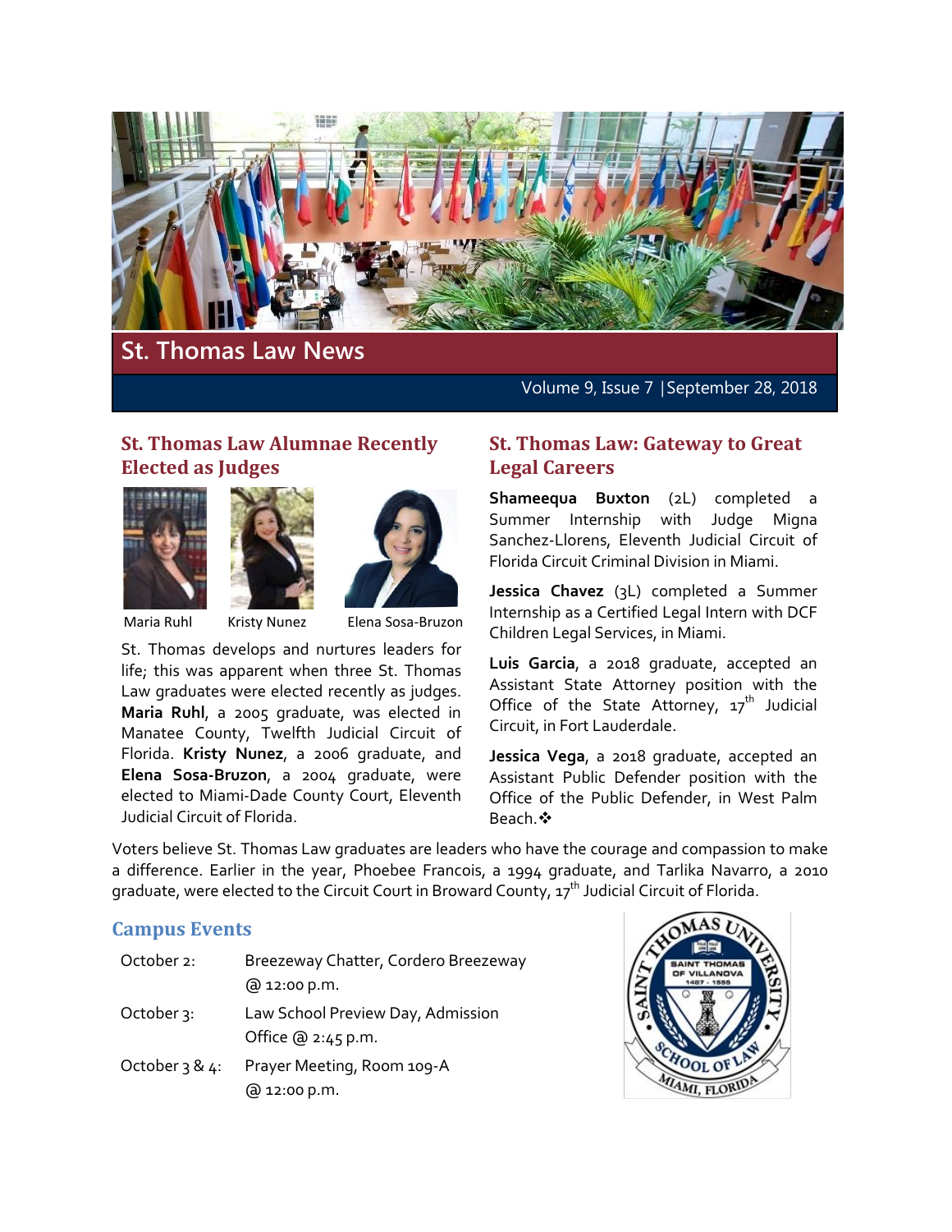# St. Thomas Law News

Volume 9, Issue 7 | September 28, 2018

## St. Thomas Law Alumnae Recently Elected as Judges

Maria Ruhl    Kristy Nunez    Elena Sosa-Bruzon

St. Thomas develops and nurtures leaders for life; this was apparent when three St. Thomas Law graduates were elected recently as judges. **Maria Ruhl**, a 2005 graduate, was elected in Manatee County, Twelfth Judicial Circuit of Florida. **Kristy Nunez**, a 2006 graduate, and **Elena Sosa-Bruzon**, a 2004 graduate, were elected to Miami-Dade County Court, Eleventh Judicial Circuit of Florida.

Voters believe St. Thomas Law graduates are leaders who have the courage and compassion to make a difference. Earlier in the year, Phoebee Francois, a 1994 graduate, and Tarlika Navarro, a 2010 graduate, were elected to the Circuit Court in Broward County, 17th Judicial Circuit of Florida.

## St. Thomas Law: Gateway to Great Legal Careers

**Shameequa Buxton** (2L) completed a Summer Internship with Judge Migna Sanchez-Llorens, Eleventh Judicial Circuit of Florida Circuit Criminal Division in Miami.

**Jessica Chavez** (3L) completed a Summer Internship as a Certified Legal Intern with DCF Children Legal Services, in Miami.

**Luis Garcia**, a 2018 graduate, accepted an Assistant State Attorney position with the Office of the State Attorney, 17th Judicial Circuit, in Fort Lauderdale.

**Jessica Vega**, a 2018 graduate, accepted an Assistant Public Defender position with the Office of the Public Defender, in West Palm Beach.❖

## Campus Events

| | |
|---|---|
| October 2: | Breezeway Chatter, Cordero Breezeway @ 12:00 p.m. |
| October 3: | Law School Preview Day, Admission Office @ 2:45 p.m. |
| October 3 & 4: | Prayer Meeting, Room 109-A @ 12:00 p.m. |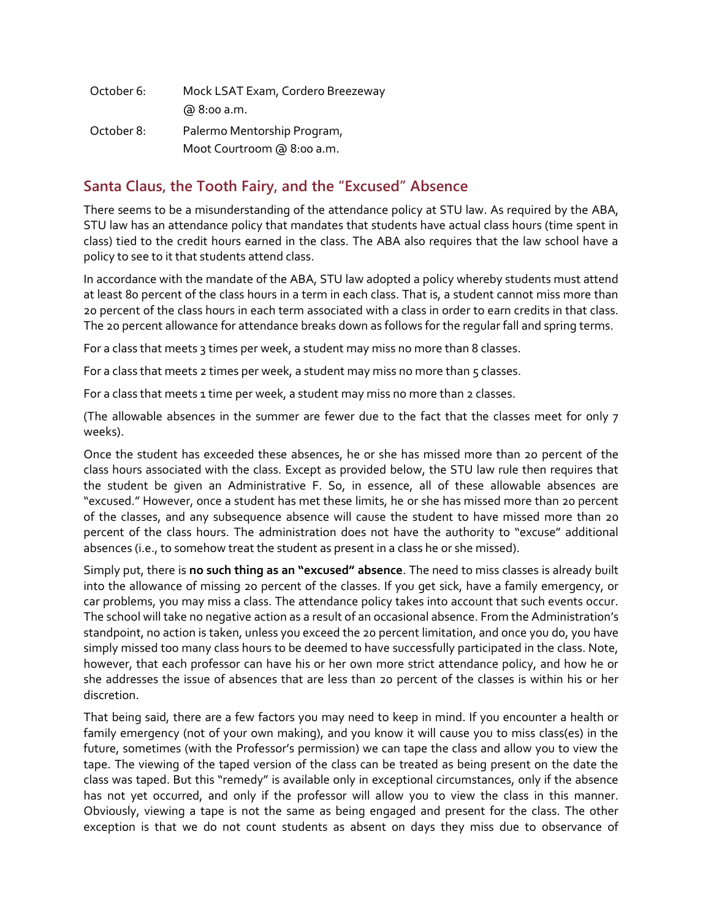| | |
|---|---|
| October 6: | Mock LSAT Exam, Cordero Breezeway @ 8:00 a.m. |
| October 8: | Palermo Mentorship Program, Moot Courtroom @ 8:00 a.m. |

## Santa Claus, the Tooth Fairy, and the "Excused" Absence

There seems to be a misunderstanding of the attendance policy at STU law. As required by the ABA, STU law has an attendance policy that mandates that students have actual class hours (time spent in class) tied to the credit hours earned in the class. The ABA also requires that the law school have a policy to see to it that students attend class.

In accordance with the mandate of the ABA, STU law adopted a policy whereby students must attend at least 80 percent of the class hours in a term in each class. That is, a student cannot miss more than 20 percent of the class hours in each term associated with a class in order to earn credits in that class. The 20 percent allowance for attendance breaks down as follows for the regular fall and spring terms.

For a class that meets 3 times per week, a student may miss no more than 8 classes.

For a class that meets 2 times per week, a student may miss no more than 5 classes.

For a class that meets 1 time per week, a student may miss no more than 2 classes.

(The allowable absences in the summer are fewer due to the fact that the classes meet for only 7 weeks).

Once the student has exceeded these absences, he or she has missed more than 20 percent of the class hours associated with the class. Except as provided below, the STU law rule then requires that the student be given an Administrative F. So, in essence, all of these allowable absences are "excused." However, once a student has met these limits, he or she has missed more than 20 percent of the classes, and any subsequence absence will cause the student to have missed more than 20 percent of the class hours. The administration does not have the authority to "excuse" additional absences (i.e., to somehow treat the student as present in a class he or she missed).

Simply put, there is **no such thing as an "excused" absence**. The need to miss classes is already built into the allowance of missing 20 percent of the classes. If you get sick, have a family emergency, or car problems, you may miss a class. The attendance policy takes into account that such events occur. The school will take no negative action as a result of an occasional absence. From the Administration's standpoint, no action is taken, unless you exceed the 20 percent limitation, and once you do, you have simply missed too many class hours to be deemed to have successfully participated in the class. Note, however, that each professor can have his or her own more strict attendance policy, and how he or she addresses the issue of absences that are less than 20 percent of the classes is within his or her discretion.

That being said, there are a few factors you may need to keep in mind. If you encounter a health or family emergency (not of your own making), and you know it will cause you to miss class(es) in the future, sometimes (with the Professor's permission) we can tape the class and allow you to view the tape. The viewing of the taped version of the class can be treated as being present on the date the class was taped. But this "remedy" is available only in exceptional circumstances, only if the absence has not yet occurred, and only if the professor will allow you to view the class in this manner. Obviously, viewing a tape is not the same as being engaged and present for the class. The other exception is that we do not count students as absent on days they miss due to observance of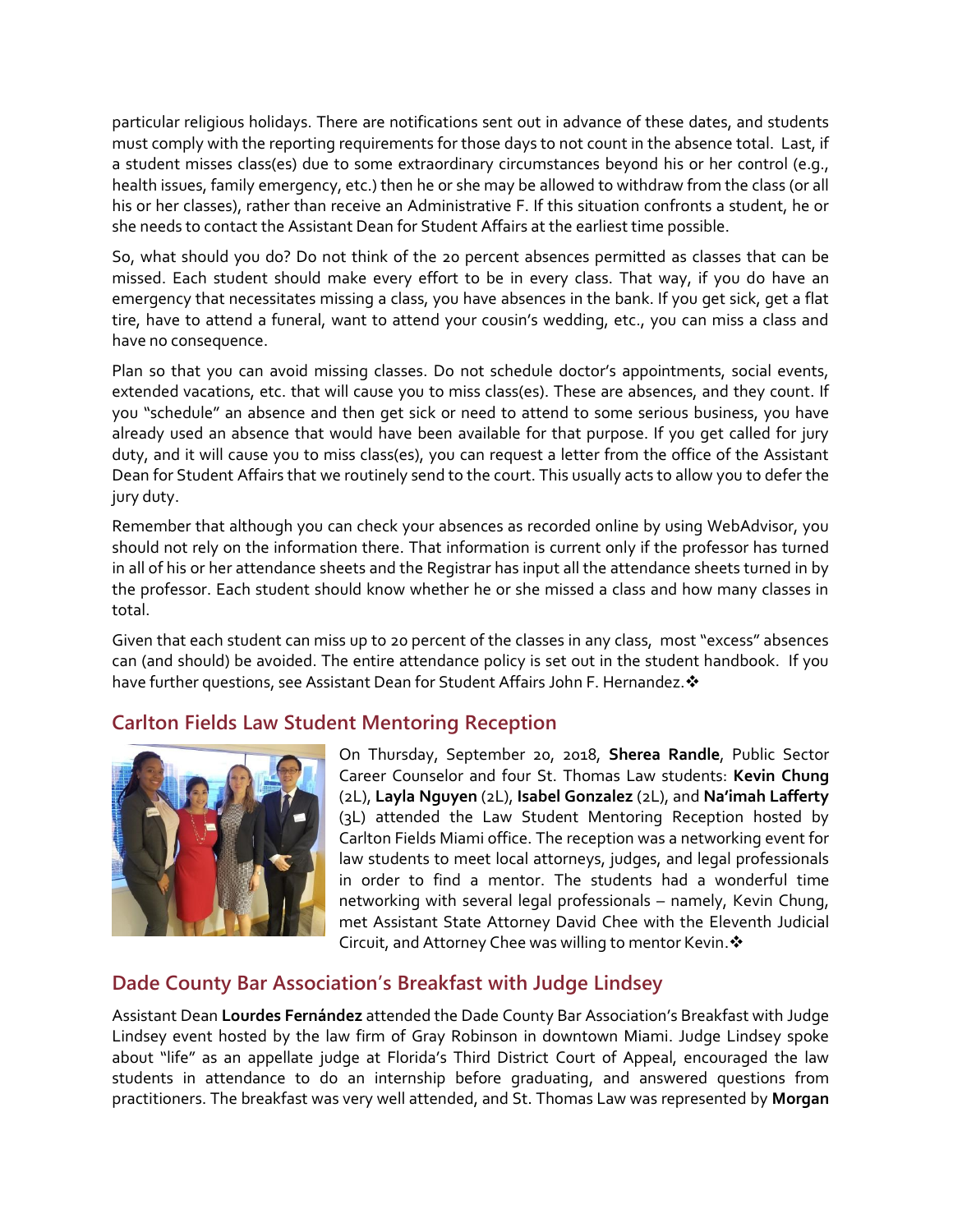particular religious holidays. There are notifications sent out in advance of these dates, and students must comply with the reporting requirements for those days to not count in the absence total. Last, if a student misses class(es) due to some extraordinary circumstances beyond his or her control (e.g., health issues, family emergency, etc.) then he or she may be allowed to withdraw from the class (or all his or her classes), rather than receive an Administrative F. If this situation confronts a student, he or she needs to contact the Assistant Dean for Student Affairs at the earliest time possible.

So, what should you do? Do not think of the 20 percent absences permitted as classes that can be missed. Each student should make every effort to be in every class. That way, if you do have an emergency that necessitates missing a class, you have absences in the bank. If you get sick, get a flat tire, have to attend a funeral, want to attend your cousin's wedding, etc., you can miss a class and have no consequence.

Plan so that you can avoid missing classes. Do not schedule doctor's appointments, social events, extended vacations, etc. that will cause you to miss class(es). These are absences, and they count. If you "schedule" an absence and then get sick or need to attend to some serious business, you have already used an absence that would have been available for that purpose. If you get called for jury duty, and it will cause you to miss class(es), you can request a letter from the office of the Assistant Dean for Student Affairs that we routinely send to the court. This usually acts to allow you to defer the jury duty.

Remember that although you can check your absences as recorded online by using WebAdvisor, you should not rely on the information there. That information is current only if the professor has turned in all of his or her attendance sheets and the Registrar has input all the attendance sheets turned in by the professor. Each student should know whether he or she missed a class and how many classes in total.

Given that each student can miss up to 20 percent of the classes in any class, most "excess" absences can (and should) be avoided. The entire attendance policy is set out in the student handbook. If you have further questions, see Assistant Dean for Student Affairs John F. Hernandez.❖

## Carlton Fields Law Student Mentoring Reception

On Thursday, September 20, 2018, **Sherea Randle**, Public Sector Career Counselor and four St. Thomas Law students: **Kevin Chung** (2L), **Layla Nguyen** (2L), **Isabel Gonzalez** (2L), and **Na'imah Lafferty** (3L) attended the Law Student Mentoring Reception hosted by Carlton Fields Miami office. The reception was a networking event for law students to meet local attorneys, judges, and legal professionals in order to find a mentor. The students had a wonderful time networking with several legal professionals – namely, Kevin Chung, met Assistant State Attorney David Chee with the Eleventh Judicial Circuit, and Attorney Chee was willing to mentor Kevin.❖

## Dade County Bar Association's Breakfast with Judge Lindsey

Assistant Dean **Lourdes Fernández** attended the Dade County Bar Association's Breakfast with Judge Lindsey event hosted by the law firm of Gray Robinson in downtown Miami. Judge Lindsey spoke about "life" as an appellate judge at Florida's Third District Court of Appeal, encouraged the law students in attendance to do an internship before graduating, and answered questions from practitioners. The breakfast was very well attended, and St. Thomas Law was represented by **Morgan**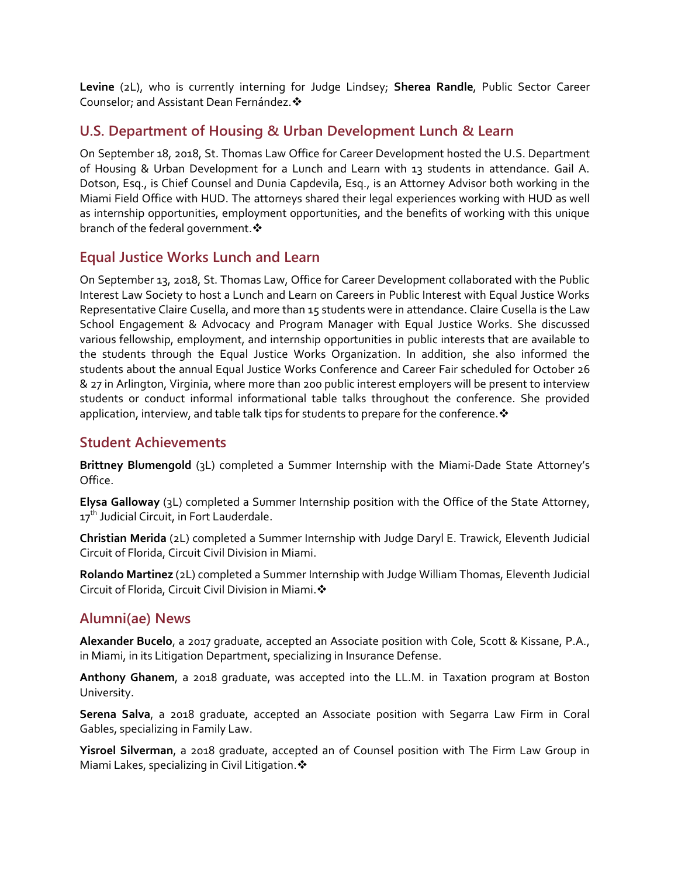**Levine** (2L), who is currently interning for Judge Lindsey; **Sherea Randle**, Public Sector Career Counselor; and Assistant Dean Fernández.❖

## U.S. Department of Housing & Urban Development Lunch & Learn

On September 18, 2018, St. Thomas Law Office for Career Development hosted the U.S. Department of Housing & Urban Development for a Lunch and Learn with 13 students in attendance. Gail A. Dotson, Esq., is Chief Counsel and Dunia Capdevila, Esq., is an Attorney Advisor both working in the Miami Field Office with HUD. The attorneys shared their legal experiences working with HUD as well as internship opportunities, employment opportunities, and the benefits of working with this unique branch of the federal government.❖

## Equal Justice Works Lunch and Learn

On September 13, 2018, St. Thomas Law, Office for Career Development collaborated with the Public Interest Law Society to host a Lunch and Learn on Careers in Public Interest with Equal Justice Works Representative Claire Cusella, and more than 15 students were in attendance. Claire Cusella is the Law School Engagement & Advocacy and Program Manager with Equal Justice Works. She discussed various fellowship, employment, and internship opportunities in public interests that are available to the students through the Equal Justice Works Organization. In addition, she also informed the students about the annual Equal Justice Works Conference and Career Fair scheduled for October 26 & 27 in Arlington, Virginia, where more than 200 public interest employers will be present to interview students or conduct informal informational table talks throughout the conference. She provided application, interview, and table talk tips for students to prepare for the conference.❖

## Student Achievements

**Brittney Blumengold** (3L) completed a Summer Internship with the Miami-Dade State Attorney's Office.

**Elysa Galloway** (3L) completed a Summer Internship position with the Office of the State Attorney, 17th Judicial Circuit, in Fort Lauderdale.

**Christian Merida** (2L) completed a Summer Internship with Judge Daryl E. Trawick, Eleventh Judicial Circuit of Florida, Circuit Civil Division in Miami.

**Rolando Martinez** (2L) completed a Summer Internship with Judge William Thomas, Eleventh Judicial Circuit of Florida, Circuit Civil Division in Miami.❖

## Alumni(ae) News

**Alexander Bucelo**, a 2017 graduate, accepted an Associate position with Cole, Scott & Kissane, P.A., in Miami, in its Litigation Department, specializing in Insurance Defense.

**Anthony Ghanem**, a 2018 graduate, was accepted into the LL.M. in Taxation program at Boston University.

**Serena Salva**, a 2018 graduate, accepted an Associate position with Segarra Law Firm in Coral Gables, specializing in Family Law.

**Yisroel Silverman**, a 2018 graduate, accepted an of Counsel position with The Firm Law Group in Miami Lakes, specializing in Civil Litigation.❖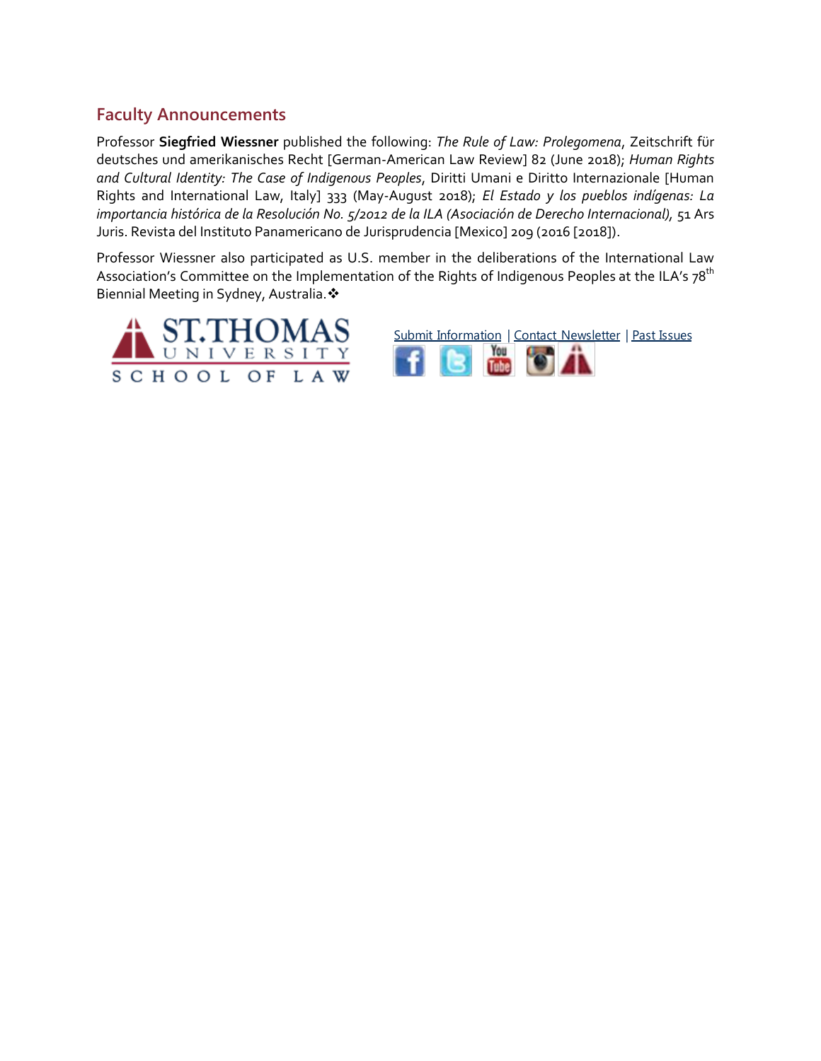## Faculty Announcements

Professor **Siegfried Wiessner** published the following: *The Rule of Law: Prolegomena*, Zeitschrift für deutsches und amerikanisches Recht [German-American Law Review] 82 (June 2018); *Human Rights and Cultural Identity: The Case of Indigenous Peoples*, Diritti Umani e Diritto Internazionale [Human Rights and International Law, Italy] 333 (May-August 2018); *El Estado y los pueblos indígenas: La importancia histórica de la Resolución No. 5/2012 de la ILA (Asociación de Derecho Internacional),* 51 Ars Juris. Revista del Instituto Panamericano de Jurisprudencia [Mexico] 209 (2016 [2018]).

Professor Wiessner also participated as U.S. member in the deliberations of the International Law Association's Committee on the Implementation of the Rights of Indigenous Peoples at the ILA's 78th Biennial Meeting in Sydney, Australia.❖

ST.THOMAS UNIVERSITY SCHOOL OF LAW

Submit Information | Contact Newsletter | Past Issues